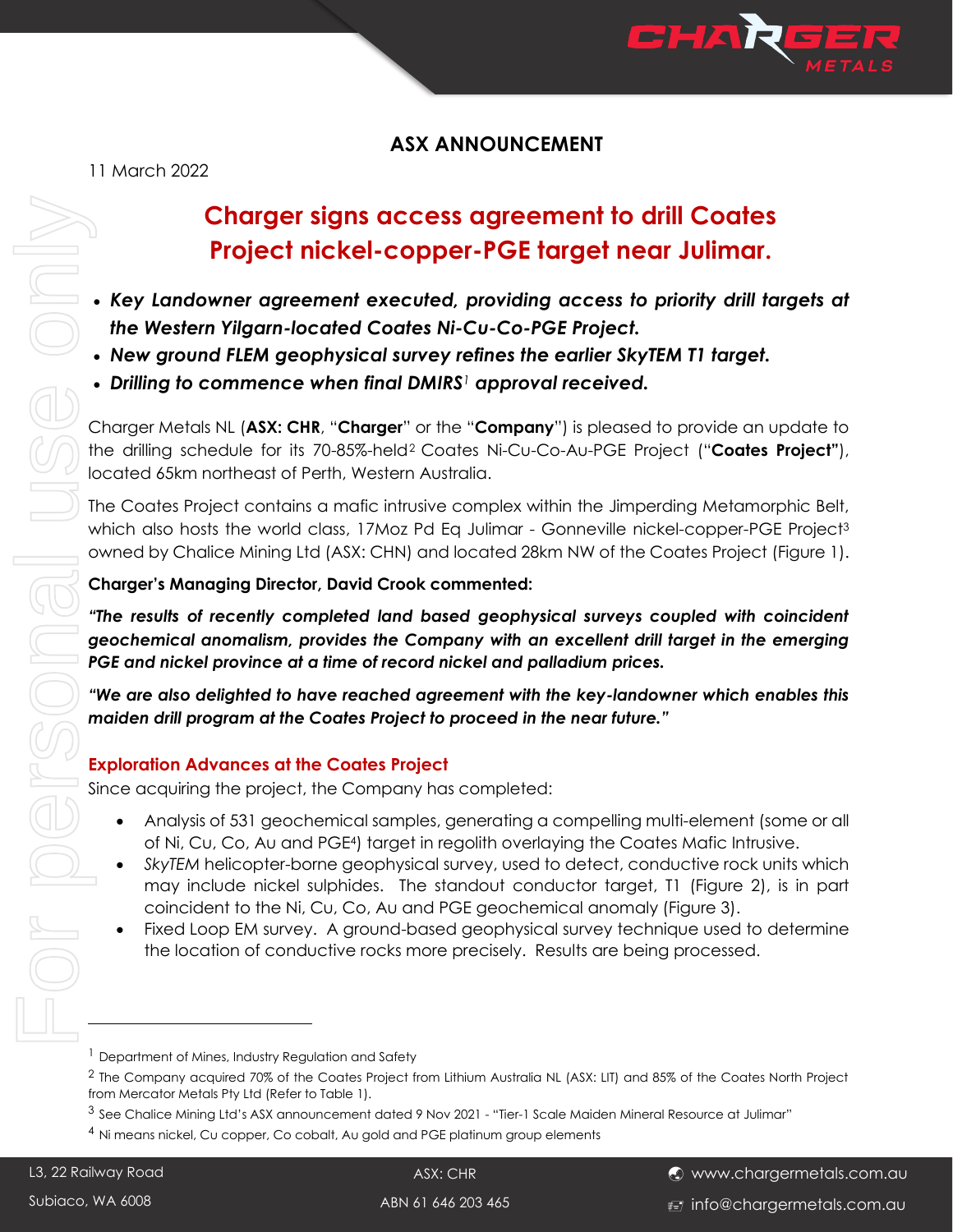# ASX ANNOUNCEMENT

11 March 2022

## Charger signs access agreement to drill Coates Project nickel-copper-PGE target near Julimar.

- ***Key Landowner agreement executed, providing access to priority drill targets at the Western Yilgarn-located Coates Ni-Cu-Co-PGE Project.***
- ***New ground FLEM geophysical survey refines the earlier SkyTEM T1 target.***
- ***Drilling to commence when final DMIRS[1] approval received.***

Charger Metals NL (**ASX: CHR**, "**Charger**" or the "**Company**") is pleased to provide an update to the drilling schedule for its 70-85%-held[2] Coates Ni-Cu-Co-Au-PGE Project ("**Coates Project**"), located 65km northeast of Perth, Western Australia.

The Coates Project contains a mafic intrusive complex within the Jimperding Metamorphic Belt, which also hosts the world class, 17Moz Pd Eq Julimar - Gonneville nickel-copper-PGE Project[3] owned by Chalice Mining Ltd (ASX: CHN) and located 28km NW of the Coates Project (Figure 1).

**Charger's Managing Director, David Crook commented:**

***"The results of recently completed land based geophysical surveys coupled with coincident geochemical anomalism, provides the Company with an excellent drill target in the emerging PGE and nickel province at a time of record nickel and palladium prices.***

***"We are also delighted to have reached agreement with the key-landowner which enables this maiden drill program at the Coates Project to proceed in the near future."***

### Exploration Advances at the Coates Project

Since acquiring the project, the Company has completed:

- Analysis of 531 geochemical samples, generating a compelling multi-element (some or all of Ni, Cu, Co, Au and PGE[4]) target in regolith overlaying the Coates Mafic Intrusive.
- *SkyTEM* helicopter-borne geophysical survey, used to detect, conductive rock units which may include nickel sulphides. The standout conductor target, T1 (Figure 2), is in part coincident to the Ni, Cu, Co, Au and PGE geochemical anomaly (Figure 3).
- Fixed Loop EM survey. A ground-based geophysical survey technique used to determine the location of conductive rocks more precisely. Results are being processed.

---

[1] Department of Mines, Industry Regulation and Safety

[2] The Company acquired 70% of the Coates Project from Lithium Australia NL (ASX: LIT) and 85% of the Coates North Project from Mercator Metals Pty Ltd (Refer to Table 1).

[3] See Chalice Mining Ltd's ASX announcement dated 9 Nov 2021 - "Tier-1 Scale Maiden Mineral Resource at Julimar"

[4] Ni means nickel, Cu copper, Co cobalt, Au gold and PGE platinum group elements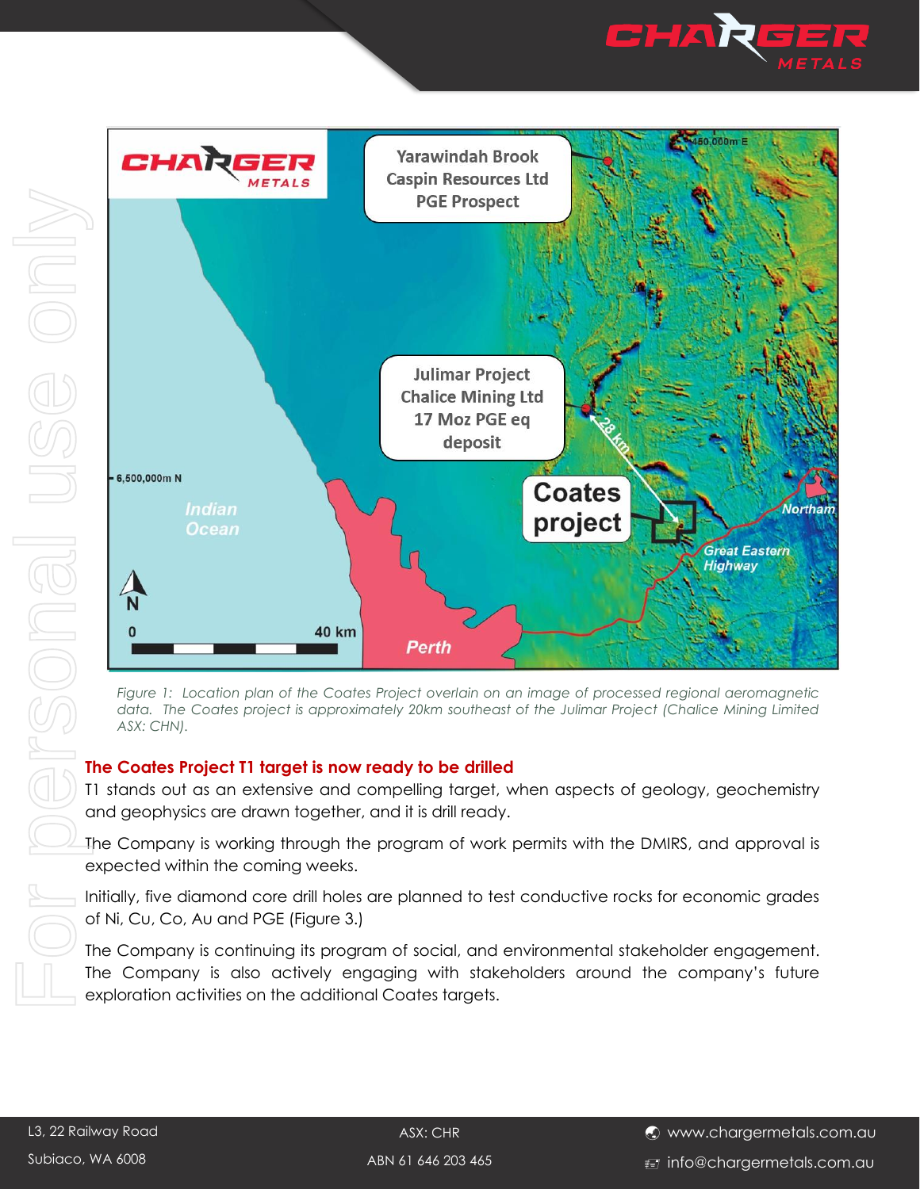Yarawindah Brook
Caspin Resources Ltd
PGE Prospect

Julimar Project
Chalice Mining Ltd
17 Moz PGE eq
deposit

28 km

Coates
project

450,000m E

6,500,000m N

Indian
Ocean

Northam

Great Eastern
Highway

Perth

N

0

40 km

*Figure 1: Location plan of the Coates Project overlain on an image of processed regional aeromagnetic data. The Coates project is approximately 20km southeast of the Julimar Project (Chalice Mining Limited ASX: CHN).*

## The Coates Project T1 target is now ready to be drilled

T1 stands out as an extensive and compelling target, when aspects of geology, geochemistry and geophysics are drawn together, and it is drill ready.

The Company is working through the program of work permits with the DMIRS, and approval is expected within the coming weeks.

Initially, five diamond core drill holes are planned to test conductive rocks for economic grades of Ni, Cu, Co, Au and PGE (Figure 3.)

The Company is continuing its program of social, and environmental stakeholder engagement. The Company is also actively engaging with stakeholders around the company's future exploration activities on the additional Coates targets.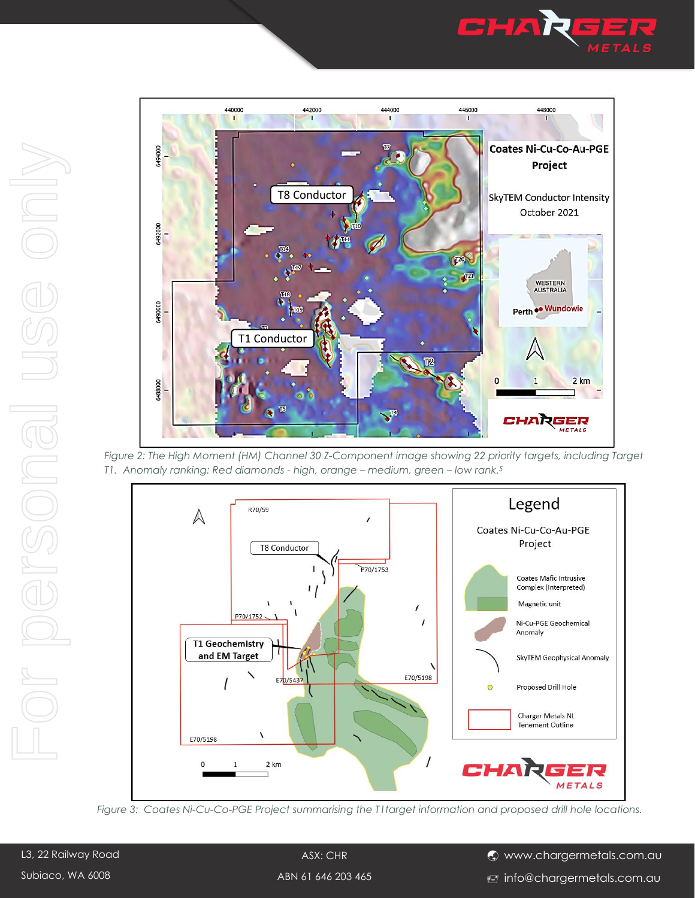Coates Ni-Cu-Co-Au-PGE Project

SkyTEM Conductor Intensity October 2021

T8 Conductor

T1 Conductor

*Figure 2: The High Moment (HM) Channel 30 Z-Component image showing 22 priority targets, including Target T1. Anomaly ranking: Red diamonds - high, orange – medium, green – low rank.[5]*

Legend

Coates Ni-Cu-Co-Au-PGE Project

Coates Mafic Intrusive Complex (Interpreted)

Magnetic unit

Ni-Cu-PGE Geochemical Anomaly

SkyTEM Geophysical Anomaly

Proposed Drill Hole

Charger Metals NL Tenement Outline

T8 Conductor

T1 Geochemistry and EM Target

*Figure 3: Coates Ni-Cu-Co-PGE Project summarising the T1target information and proposed drill hole locations.*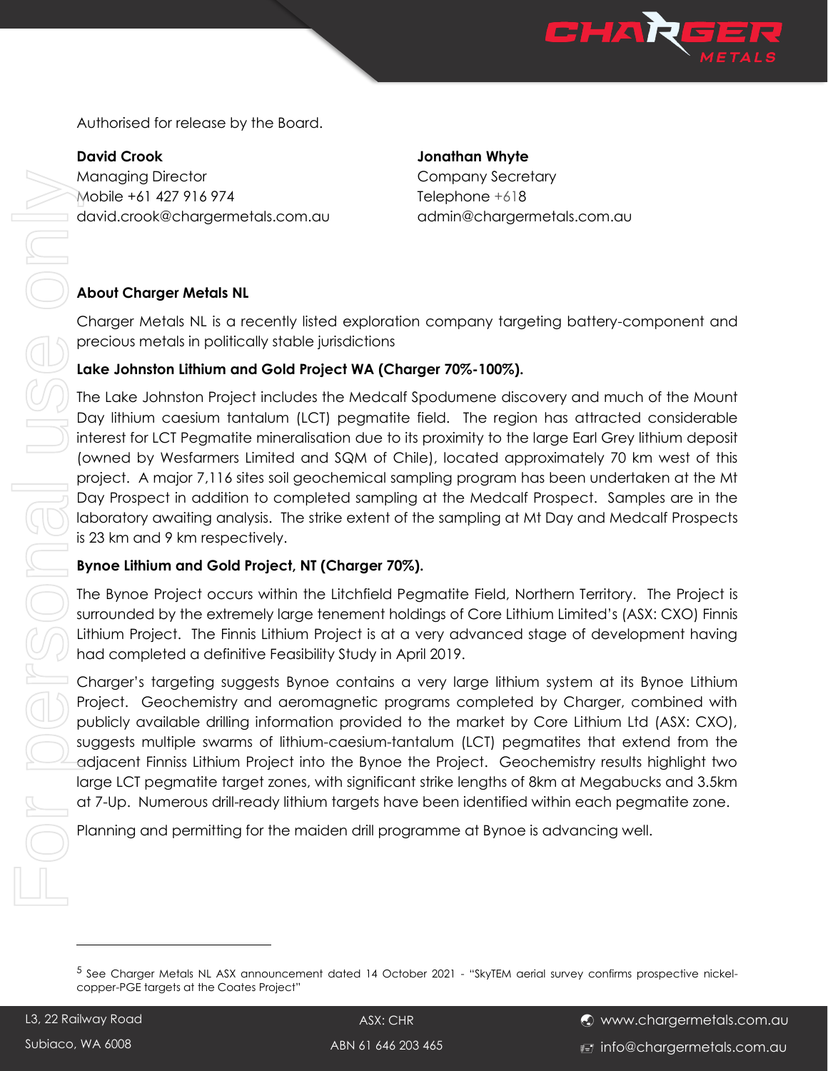Authorised for release by the Board.

**David Crook**
Managing Director
Mobile +61 427 916 974
david.crook@chargermetals.com.au

**Jonathan Whyte**
Company Secretary
Telephone +618
admin@chargermetals.com.au

## About Charger Metals NL

Charger Metals NL is a recently listed exploration company targeting battery-component and precious metals in politically stable jurisdictions

### Lake Johnston Lithium and Gold Project WA (Charger 70%-100%).

The Lake Johnston Project includes the Medcalf Spodumene discovery and much of the Mount Day lithium caesium tantalum (LCT) pegmatite field. The region has attracted considerable interest for LCT Pegmatite mineralisation due to its proximity to the large Earl Grey lithium deposit (owned by Wesfarmers Limited and SQM of Chile), located approximately 70 km west of this project. A major 7,116 sites soil geochemical sampling program has been undertaken at the Mt Day Prospect in addition to completed sampling at the Medcalf Prospect. Samples are in the laboratory awaiting analysis. The strike extent of the sampling at Mt Day and Medcalf Prospects is 23 km and 9 km respectively.

### Bynoe Lithium and Gold Project, NT (Charger 70%).

The Bynoe Project occurs within the Litchfield Pegmatite Field, Northern Territory. The Project is surrounded by the extremely large tenement holdings of Core Lithium Limited's (ASX: CXO) Finnis Lithium Project. The Finnis Lithium Project is at a very advanced stage of development having had completed a definitive Feasibility Study in April 2019.

Charger's targeting suggests Bynoe contains a very large lithium system at its Bynoe Lithium Project. Geochemistry and aeromagnetic programs completed by Charger, combined with publicly available drilling information provided to the market by Core Lithium Ltd (ASX: CXO), suggests multiple swarms of lithium-caesium-tantalum (LCT) pegmatites that extend from the adjacent Finniss Lithium Project into the Bynoe the Project. Geochemistry results highlight two large LCT pegmatite target zones, with significant strike lengths of 8km at Megabucks and 3.5km at 7-Up. Numerous drill-ready lithium targets have been identified within each pegmatite zone.

Planning and permitting for the maiden drill programme at Bynoe is advancing well.

---

[5] See Charger Metals NL ASX announcement dated 14 October 2021 - "SkyTEM aerial survey confirms prospective nickel-copper-PGE targets at the Coates Project"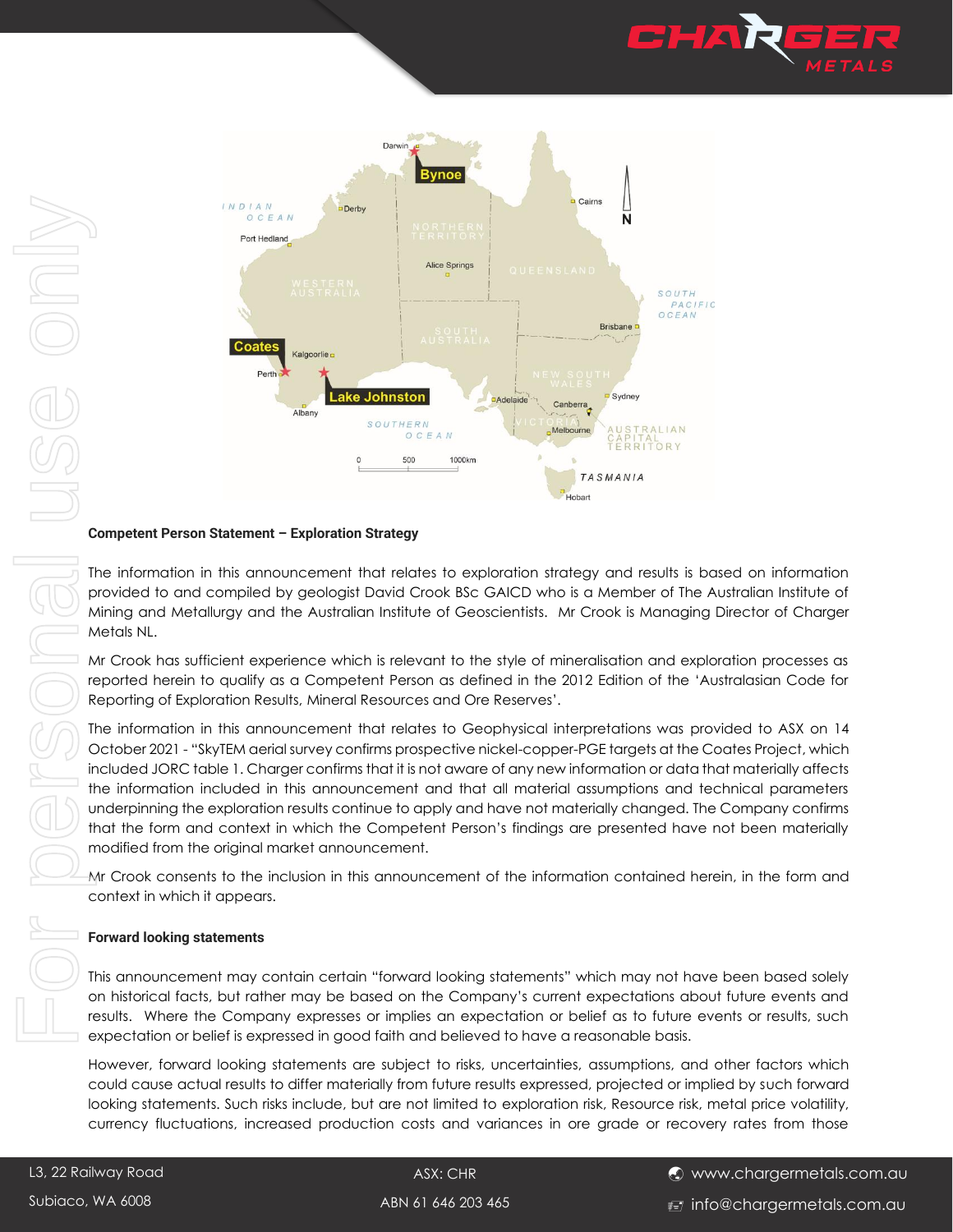Darwin
Bynoe
Cairns
N
INDIAN OCEAN
Derby
Port Hedland
NORTHERN TERRITORY
Alice Springs
QUEENSLAND
WESTERN AUSTRALIA
SOUTH PACIFIC OCEAN
Brisbane
SOUTH AUSTRALIA
Coates
Kalgoorlie
Perth
NEW SOUTH WALES
Lake Johnston
Sydney
Adelaide
Canberra
Albany
SOUTHERN OCEAN
VICTORIA
Melbourne
AUSTRALIAN CAPITAL TERRITORY
0 500 1000km
TASMANIA
Hobart

**Competent Person Statement – Exploration Strategy**

The information in this announcement that relates to exploration strategy and results is based on information provided to and compiled by geologist David Crook BSc GAICD who is a Member of The Australian Institute of Mining and Metallurgy and the Australian Institute of Geoscientists. Mr Crook is Managing Director of Charger Metals NL.

Mr Crook has sufficient experience which is relevant to the style of mineralisation and exploration processes as reported herein to qualify as a Competent Person as defined in the 2012 Edition of the 'Australasian Code for Reporting of Exploration Results, Mineral Resources and Ore Reserves'.

The information in this announcement that relates to Geophysical interpretations was provided to ASX on 14 October 2021 - "SkyTEM aerial survey confirms prospective nickel-copper-PGE targets at the Coates Project, which included JORC table 1. Charger confirms that it is not aware of any new information or data that materially affects the information included in this announcement and that all material assumptions and technical parameters underpinning the exploration results continue to apply and have not materially changed. The Company confirms that the form and context in which the Competent Person's findings are presented have not been materially modified from the original market announcement.

Mr Crook consents to the inclusion in this announcement of the information contained herein, in the form and context in which it appears.

**Forward looking statements**

This announcement may contain certain "forward looking statements" which may not have been based solely on historical facts, but rather may be based on the Company's current expectations about future events and results. Where the Company expresses or implies an expectation or belief as to future events or results, such expectation or belief is expressed in good faith and believed to have a reasonable basis.

However, forward looking statements are subject to risks, uncertainties, assumptions, and other factors which could cause actual results to differ materially from future results expressed, projected or implied by such forward looking statements. Such risks include, but are not limited to exploration risk, Resource risk, metal price volatility, currency fluctuations, increased production costs and variances in ore grade or recovery rates from those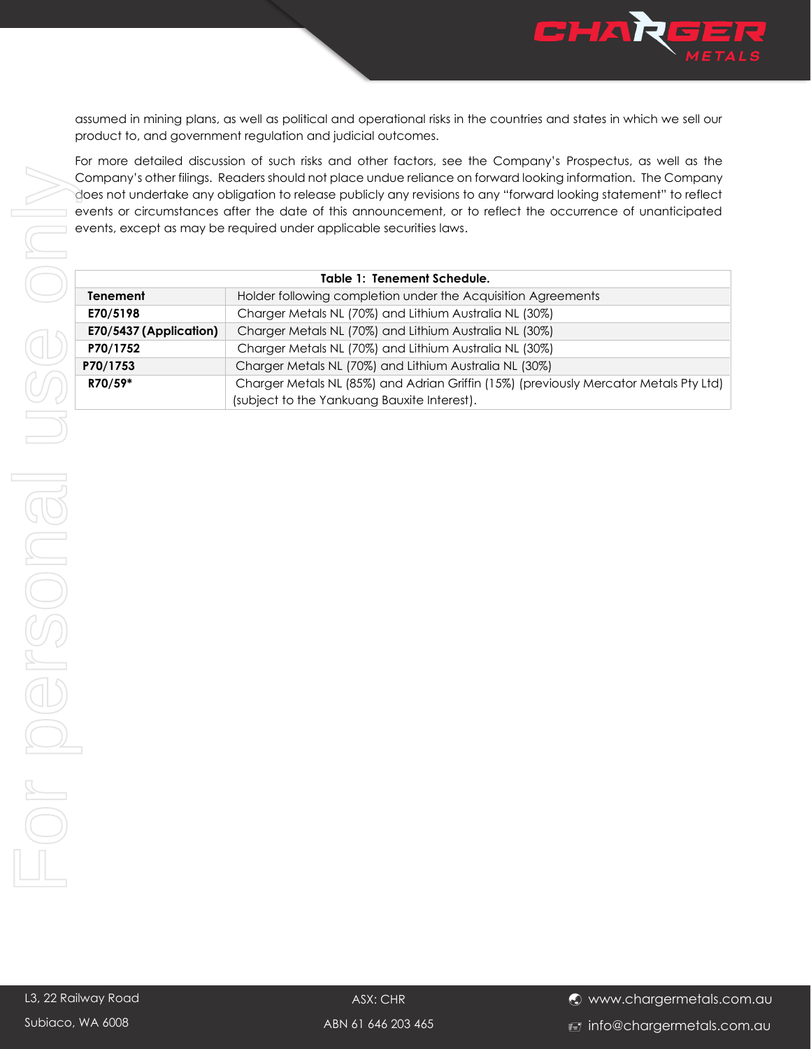assumed in mining plans, as well as political and operational risks in the countries and states in which we sell our product to, and government regulation and judicial outcomes.

For more detailed discussion of such risks and other factors, see the Company's Prospectus, as well as the Company's other filings. Readers should not place undue reliance on forward looking information. The Company does not undertake any obligation to release publicly any revisions to any "forward looking statement" to reflect events or circumstances after the date of this announcement, or to reflect the occurrence of unanticipated events, except as may be required under applicable securities laws.

**Table 1: Tenement Schedule.**

| Tenement | Holder following completion under the Acquisition Agreements |
|---|---|
| **E70/5198** | Charger Metals NL (70%) and Lithium Australia NL (30%) |
| **E70/5437 (Application)** | Charger Metals NL (70%) and Lithium Australia NL (30%) |
| **P70/1752** | Charger Metals NL (70%) and Lithium Australia NL (30%) |
| **P70/1753** | Charger Metals NL (70%) and Lithium Australia NL (30%) |
| **R70/59*** | Charger Metals NL (85%) and Adrian Griffin (15%) (previously Mercator Metals Pty Ltd) (subject to the Yankuang Bauxite Interest). |